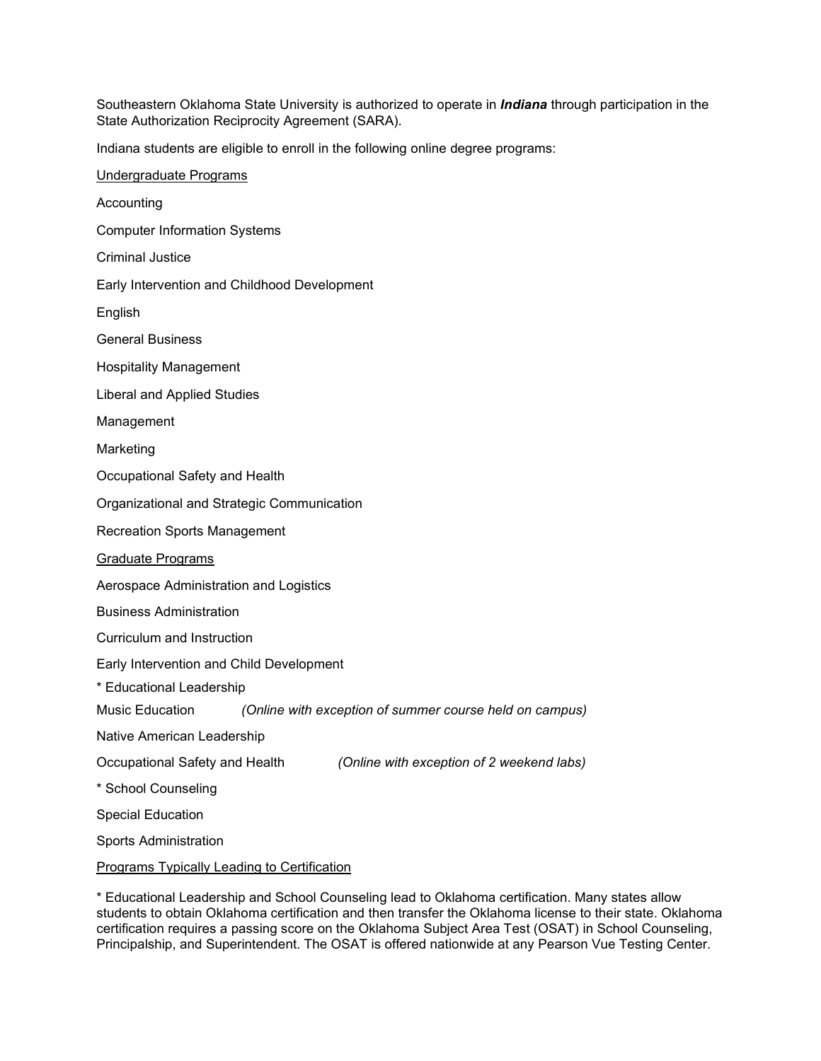Southeastern Oklahoma State University is authorized to operate in ***Indiana*** through participation in the State Authorization Reciprocity Agreement (SARA).

Indiana students are eligible to enroll in the following online degree programs:

<u>Undergraduate Programs</u>

Accounting

Computer Information Systems

Criminal Justice

Early Intervention and Childhood Development

English

General Business

Hospitality Management

Liberal and Applied Studies

Management

Marketing

Occupational Safety and Health

Organizational and Strategic Communication

Recreation Sports Management

<u>Graduate Programs</u>

Aerospace Administration and Logistics

Business Administration

Curriculum and Instruction

Early Intervention and Child Development

* Educational Leadership

Music Education *(Online with exception of summer course held on campus)*

Native American Leadership

Occupational Safety and Health *(Online with exception of 2 weekend labs)*

* School Counseling

Special Education

Sports Administration

<u>Programs Typically Leading to Certification</u>

* Educational Leadership and School Counseling lead to Oklahoma certification. Many states allow students to obtain Oklahoma certification and then transfer the Oklahoma license to their state. Oklahoma certification requires a passing score on the Oklahoma Subject Area Test (OSAT) in School Counseling, Principalship, and Superintendent. The OSAT is offered nationwide at any Pearson Vue Testing Center.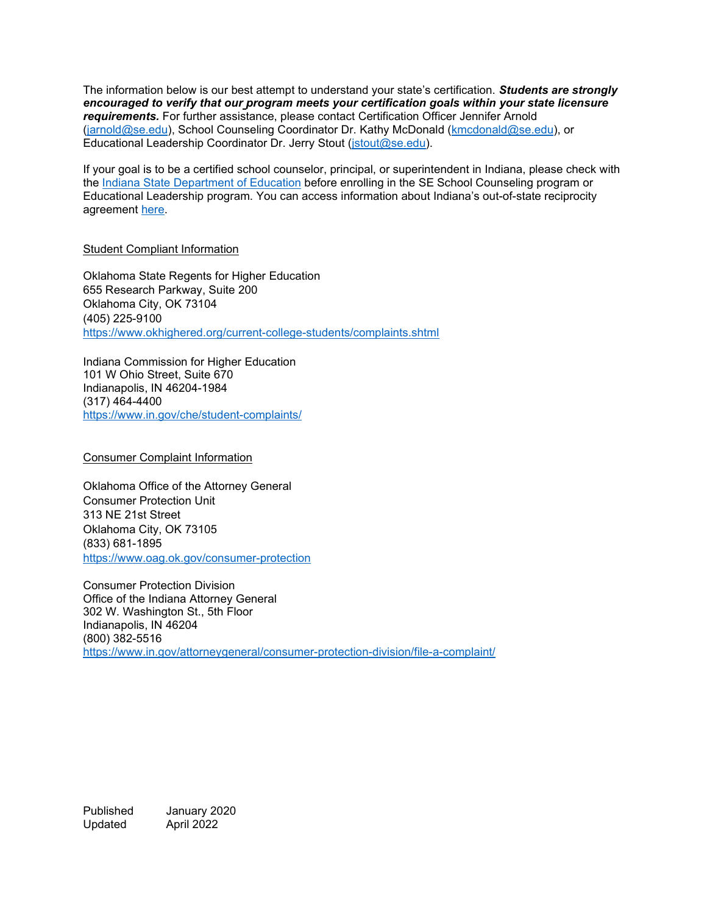The information below is our best attempt to understand your state's certification. ***Students are strongly encouraged to verify that our program meets your certification goals within your state licensure requirements.*** For further assistance, please contact Certification Officer Jennifer Arnold ([jarnold@se.edu](mailto:jarnold@se.edu)), School Counseling Coordinator Dr. Kathy McDonald ([kmcdonald@se.edu](mailto:kmcdonald@se.edu)), or Educational Leadership Coordinator Dr. Jerry Stout ([jstout@se.edu](mailto:jstout@se.edu)).

If your goal is to be a certified school counselor, principal, or superintendent in Indiana, please check with the Indiana State Department of Education before enrolling in the SE School Counseling program or Educational Leadership program. You can access information about Indiana's out-of-state reciprocity agreement here.

Student Compliant Information

Oklahoma State Regents for Higher Education
655 Research Parkway, Suite 200
Oklahoma City, OK 73104
(405) 225-9100
https://www.okhighered.org/current-college-students/complaints.shtml

Indiana Commission for Higher Education
101 W Ohio Street, Suite 670
Indianapolis, IN 46204-1984
(317) 464-4400
https://www.in.gov/che/student-complaints/

Consumer Complaint Information

Oklahoma Office of the Attorney General
Consumer Protection Unit
313 NE 21st Street
Oklahoma City, OK 73105
(833) 681-1895
https://www.oag.ok.gov/consumer-protection

Consumer Protection Division
Office of the Indiana Attorney General
302 W. Washington St., 5th Floor
Indianapolis, IN 46204
(800) 382-5516
https://www.in.gov/attorneygeneral/consumer-protection-division/file-a-complaint/

Published January 2020
Updated April 2022